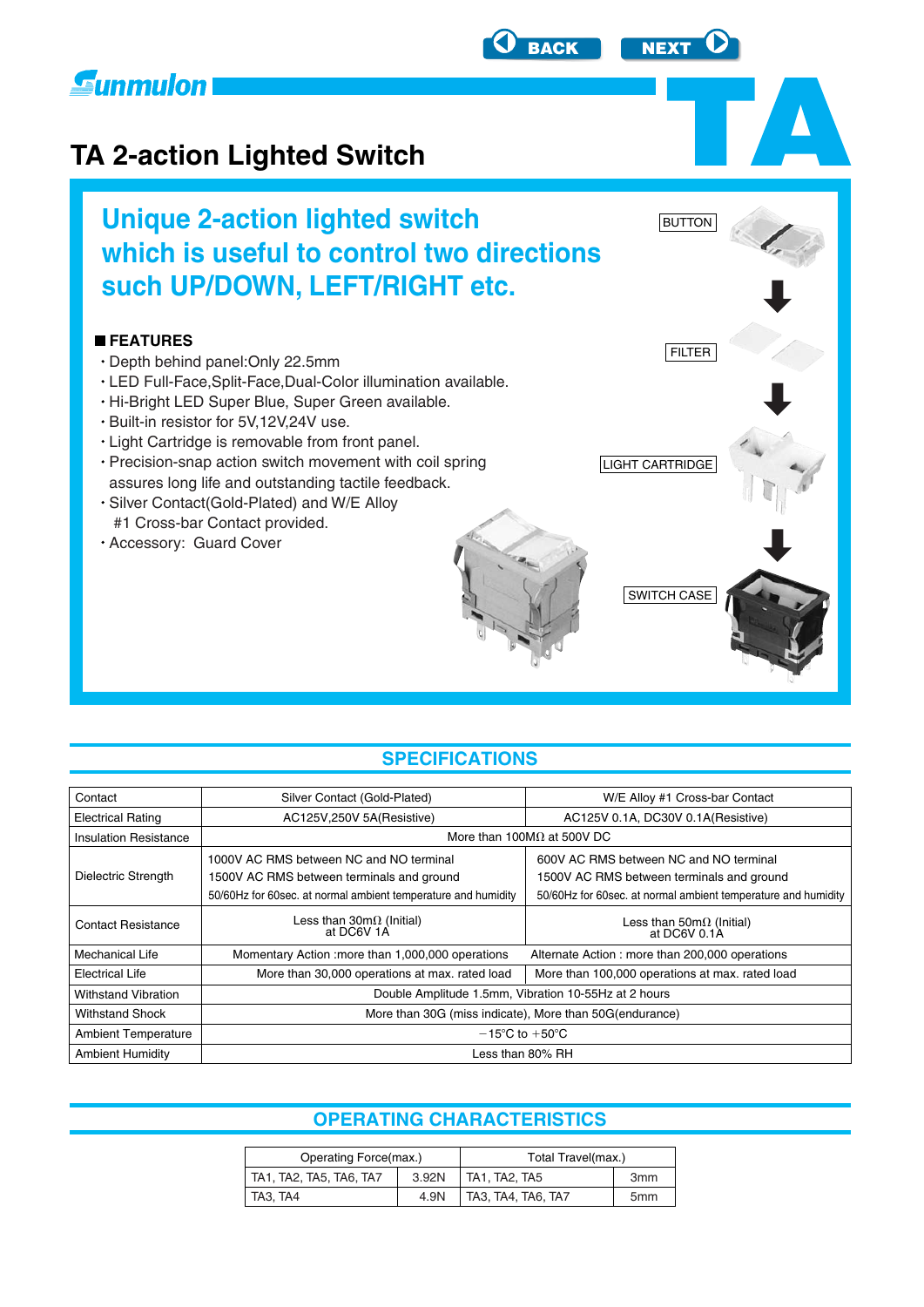# TA 2-action Lighted Switch

## Unique 2-action lighted switch which is useful to control two directions such UP/DOWN, LEFT/RIGHT etc.

### FEATURES

- Depth behind panel:Only 22.5mm
- LED Full-Face,Split-Face,Dual-Color illumination available.
- Hi-Bright LED Super Blue, Super Green available.
- Built-in resistor for 5V,12V,24V use.
- Light Cartridge is removable from front panel.
- Precision-snap action switch movement with coil spring assures long life and outstanding tactile feedback.
- Silver Contact(Gold-Plated) and W/E Alloy #1 Cross-bar Contact provided.
- Accessory: Guard Cover

BUTTON

FILTER

LIGHT CARTRIDGE

SWITCH CASE

## SPECIFICATIONS

| Contact | Silver Contact (Gold-Plated) | W/E Alloy #1 Cross-bar Contact |
|---|---|---|
| Electrical Rating | AC125V,250V 5A(Resistive) | AC125V 0.1A, DC30V 0.1A(Resistive) |
| Insulation Resistance | More than 100MΩ at 500V DC | |
| Dielectric Strength | 1000V AC RMS between NC and NO terminal<br>1500V AC RMS between terminals and ground<br>50/60Hz for 60sec. at normal ambient temperature and humidity | 600V AC RMS between NC and NO terminal<br>1500V AC RMS between terminals and ground<br>50/60Hz for 60sec. at normal ambient temperature and humidity |
| Contact Resistance | Less than 30mΩ (Initial) at DC6V 1A | Less than 50mΩ (Initial) at DC6V 0.1A |
| Mechanical Life | Momentary Action :more than 1,000,000 operations | Alternate Action : more than 200,000 operations |
| Electrical Life | More than 30,000 operations at max. rated load | More than 100,000 operations at max. rated load |
| Withstand Vibration | Double Amplitude 1.5mm, Vibration 10-55Hz at 2 hours | |
| Withstand Shock | More than 30G (miss indicate), More than 50G(endurance) | |
| Ambient Temperature | −15°C to +50°C | |
| Ambient Humidity | Less than 80% RH | |

## OPERATING CHARACTERISTICS

| Operating Force(max.) | | Total Travel(max.) | |
|---|---|---|---|
| TA1, TA2, TA5, TA6, TA7 | 3.92N | TA1, TA2, TA5 | 3mm |
| TA3, TA4 | 4.9N | TA3, TA4, TA6, TA7 | 5mm |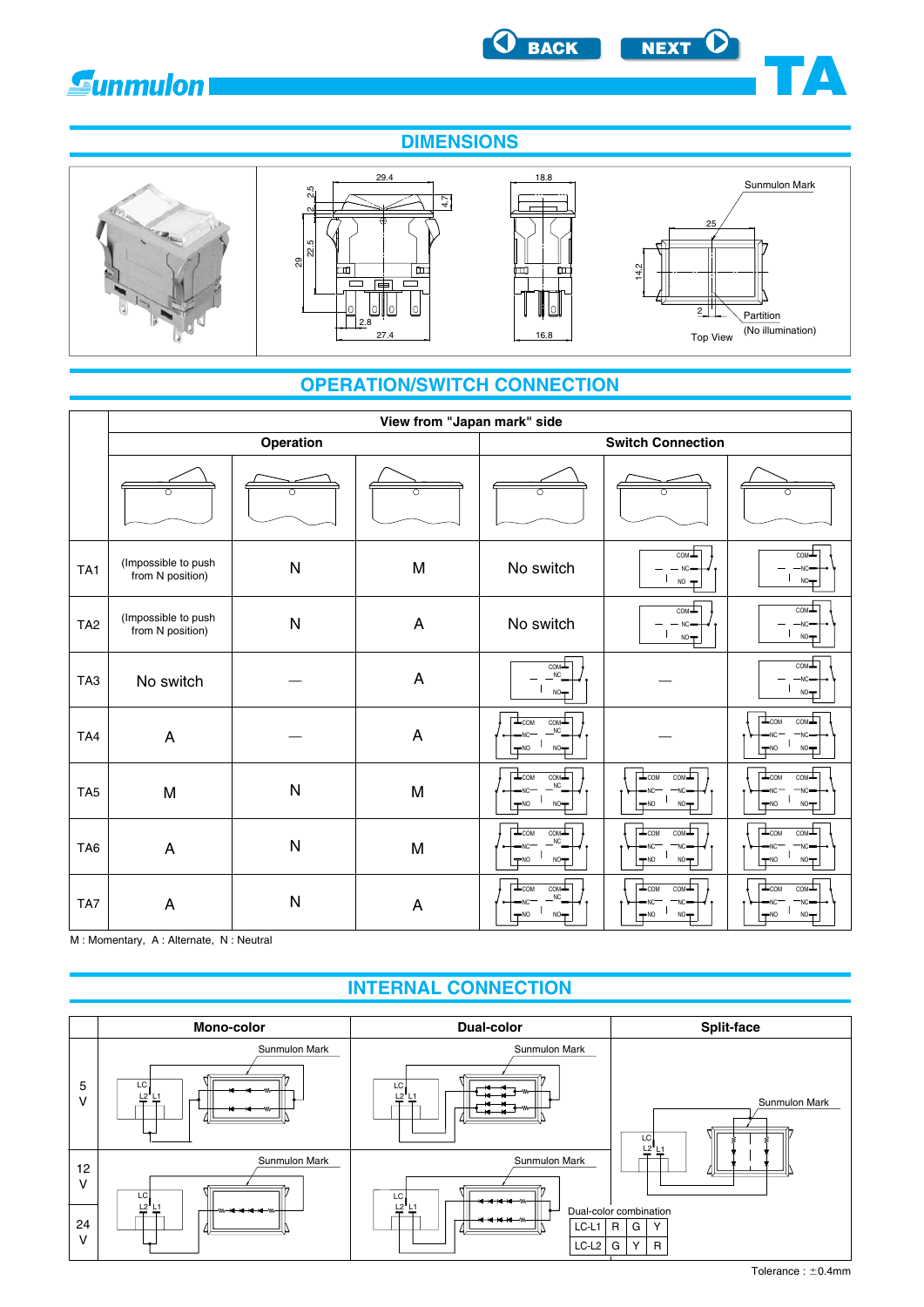# TA

## DIMENSIONS

29.4, 2.5, 2, 4.7, 22.5, 29, 2.8, 27.4, 18.8, 16.8, Sunmulon Mark, 25, 14.2, 2, Partition (No illumination), Top View

## OPERATION/SWITCH CONNECTION

View from "Japan mark" side

| | Operation | | | Switch Connection | | |
|---|---|---|---|---|---|---|
| TA1 | (Impossible to push from N position) | N | M | No switch | | |
| TA2 | (Impossible to push from N position) | N | A | No switch | | |
| TA3 | No switch | — | A | | — | |
| TA4 | A | — | A | | — | |
| TA5 | M | N | M | | | |
| TA6 | A | N | M | | | |
| TA7 | A | N | A | | | |

M : Momentary, A : Alternate, N : Neutral

## INTERNAL CONNECTION

| | Mono-color | Dual-color | Split-face |
|---|---|---|---|
| 5 V | Sunmulon Mark, LC, L2, L1 | Sunmulon Mark, LC, L2, L1 | Sunmulon Mark, LC, L2, L1 |
| 12 V / 24 V | Sunmulon Mark, LC, L2, L1 | Sunmulon Mark, LC, L2, L1 | |

Dual-color combination

| | | | |
|---|---|---|---|
| LC-L1 | R | G | Y |
| LC-L2 | G | Y | R |

Tolerance : ±0.4mm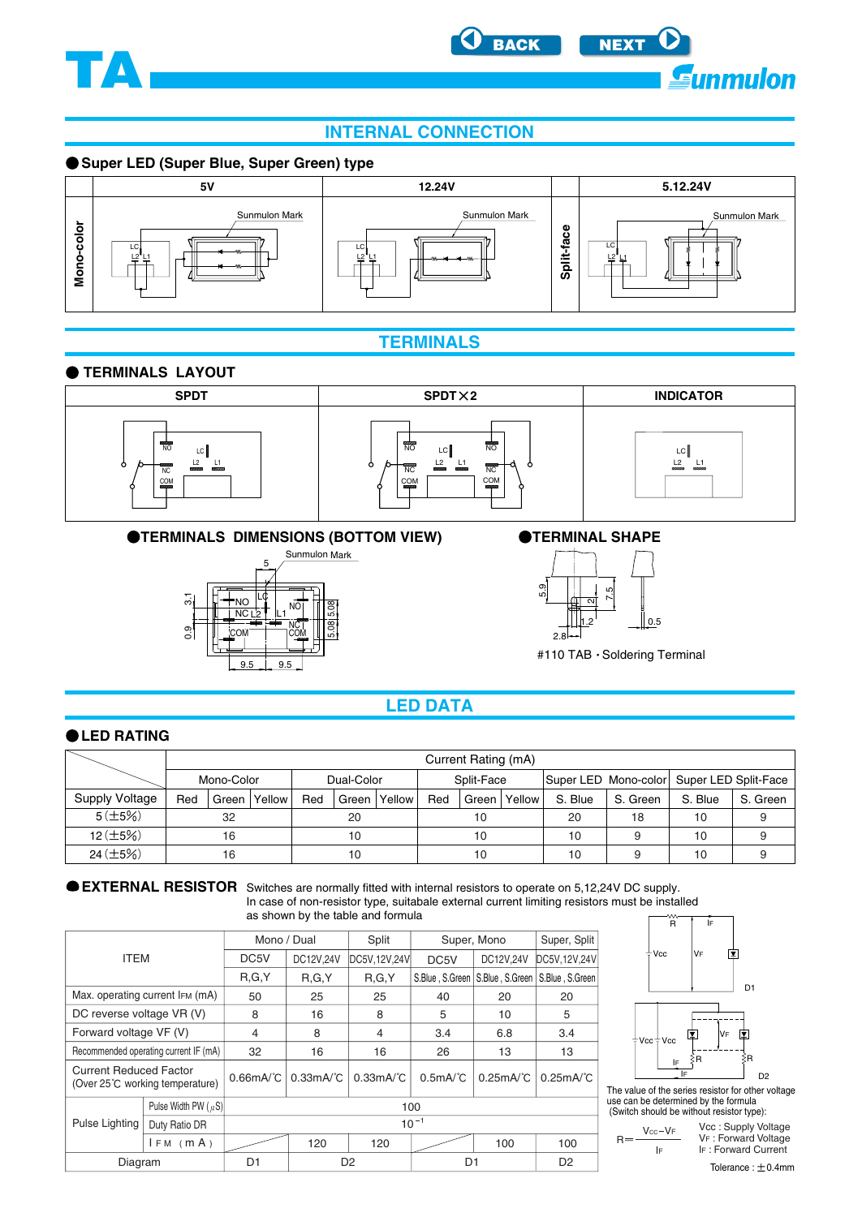# TA

## INTERNAL CONNECTION

### Super LED (Super Blue, Super Green) type

| | 5V | 12.24V | | 5.12.24V |
|---|---|---|---|---|
| Mono-color | Sunmulon Mark, LC, L2, L1 | Sunmulon Mark, LC, L2, L1 | Split-face | Sunmulon Mark, LC, L2, L1 |

## TERMINALS

### TERMINALS LAYOUT

| SPDT | SPDT×2 | INDICATOR |
|---|---|---|
| NO, LC, L2, L1, NC, COM | NO, LC, NO, L2, L1, NC, COM, NC, COM | LC, L2, L1 |

### TERMINALS DIMENSIONS (BOTTOM VIEW)

Sunmulon Mark, 5, 3.1, 0.9, NO, LC, NO, NC, L2, L1, NC, COM, COM, 5.08, 5.08, 9.5, 9.5

### TERMINAL SHAPE

5.9, 7.5, 2, 1.2, 2.8, 0.5

#110 TAB・Soldering Terminal

## LED DATA

### LED RATING

| Supply Voltage | Current Rating (mA) | | | | | | | | | | | | | |
|---|---|---|---|---|---|---|---|---|---|---|---|---|---|---|
| | Mono-Color | | | Dual-Color | | | Split-Face | | | Super LED Mono-color | | Super LED Split-Face | |
| | Red | Green | Yellow | Red | Green | Yellow | Red | Green | Yellow | S. Blue | S. Green | S. Blue | S. Green |
| 5 (±5%) | 32 | | | 20 | | | 10 | | | 20 | 18 | 10 | 9 |
| 12 (±5%) | 16 | | | 10 | | | 10 | | | 10 | 9 | 10 | 9 |
| 24 (±5%) | 16 | | | 10 | | | 10 | | | 10 | 9 | 10 | 9 |

### EXTERNAL RESISTOR

Switches are normally fitted with internal resistors to operate on 5,12,24V DC supply. In case of non-resistor type, suitabale external current limiting resistors must be installed as shown by the table and formula

| ITEM | | Mono / Dual | | Split | Super, Mono | | Super, Split |
|---|---|---|---|---|---|---|---|
| | | DC5V | DC12V,24V | DC5V,12V,24V | DC5V | DC12V,24V | DC5V,12V,24V |
| | | R,G,Y | R,G,Y | R,G,Y | S.Blue , S.Green | S.Blue , S.Green | S.Blue , S.Green |
| Max. operating current IFM (mA) | | 50 | 25 | 25 | 40 | 20 | 20 |
| DC reverse voltage VR (V) | | 8 | 16 | 8 | 5 | 10 | 5 |
| Forward voltage VF (V) | | 4 | 8 | 4 | 3.4 | 6.8 | 3.4 |
| Recommended operating current IF (mA) | | 32 | 16 | 16 | 26 | 13 | 13 |
| Current Reduced Factor (Over 25℃ working temperature) | | 0.66mA/℃ | 0.33mA/℃ | 0.33mA/℃ | 0.5mA/℃ | 0.25mA/℃ | 0.25mA/℃ |
| Pulse Lighting | Pulse Width PW (μS) | 100 | | | | | |
| | Duty Ratio DR | $10^{-1}$ | | | | | |
| | IFM (mA) | | 120 | 120 | | 100 | 100 |
| Diagram | | D1 | D2 | | D1 | | D2 |

D1, D2: R, IF, Vcc, VF

The value of the series resistor for other voltage use can be determined by the formula (Switch should be without resistor type):

$$R = \frac{V_{CC} - V_F}{I_F}$$

Vcc : Supply Voltage
VF : Forward Voltage
IF : Forward Current

Tolerance : ±0.4mm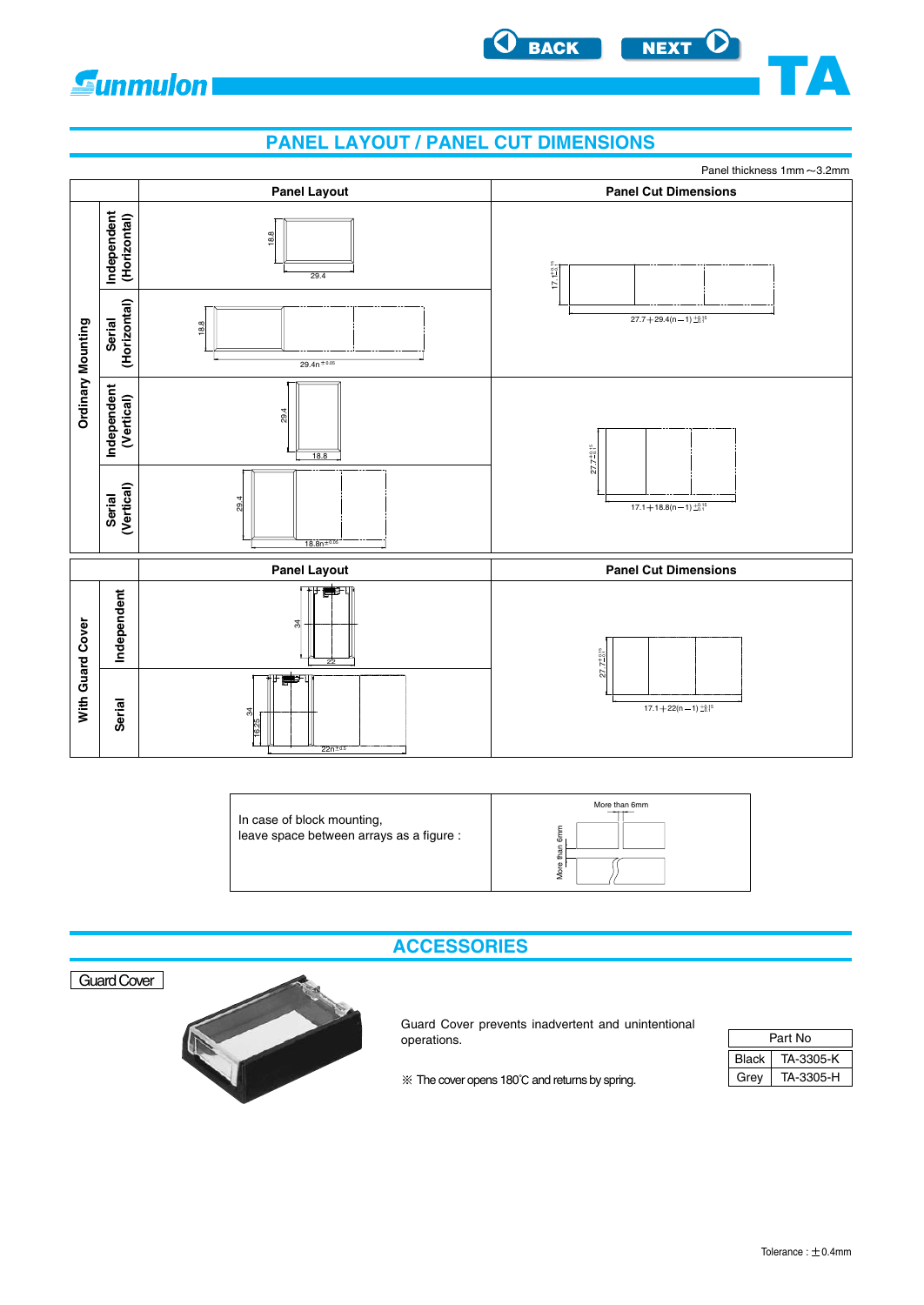# PANEL LAYOUT / PANEL CUT DIMENSIONS

Panel thickness 1mm～3.2mm

| | | Panel Layout | Panel Cut Dimensions |
|---|---|---|---|
| Ordinary Mounting | Independent (Horizontal) | 18.8 / 29.4 | $17.1^{+0.15}_{-0.1}$ / $27.7+29.4(n-1)^{+0.15}_{-0.1}$ |
| | Serial (Horizontal) | 18.8 / $29.4n^{+0.05}$ | |
| | Independent (Vertical) | 29.4 / 18.8 | $27.7^{+0.15}_{-0.1}$ / $17.1+18.8(n-1)^{+0.15}_{-0.1}$ |
| | Serial (Vertical) | 29.4 / $18.8n^{+0.05}$ | |

| | | Panel Layout | Panel Cut Dimensions |
|---|---|---|---|
| With Guard Cover | Independent | 34 / 22 | $27.7^{+0.15}_{-0.1}$ / $17.1+22(n-1)^{+0.15}_{-0.1}$ |
| | Serial | 34 / 16.25 / $22n^{+0.5}$ | |

In case of block mounting, leave space between arrays as a figure : More than 6mm / More than 6mm

# ACCESSORIES

Guard Cover

Guard Cover prevents inadvertent and unintentional operations.

※ The cover opens 180℃ and returns by spring.

| Part No | |
|---|---|
| Black | TA-3305-K |
| Grey | TA-3305-H |

Tolerance : ±0.4mm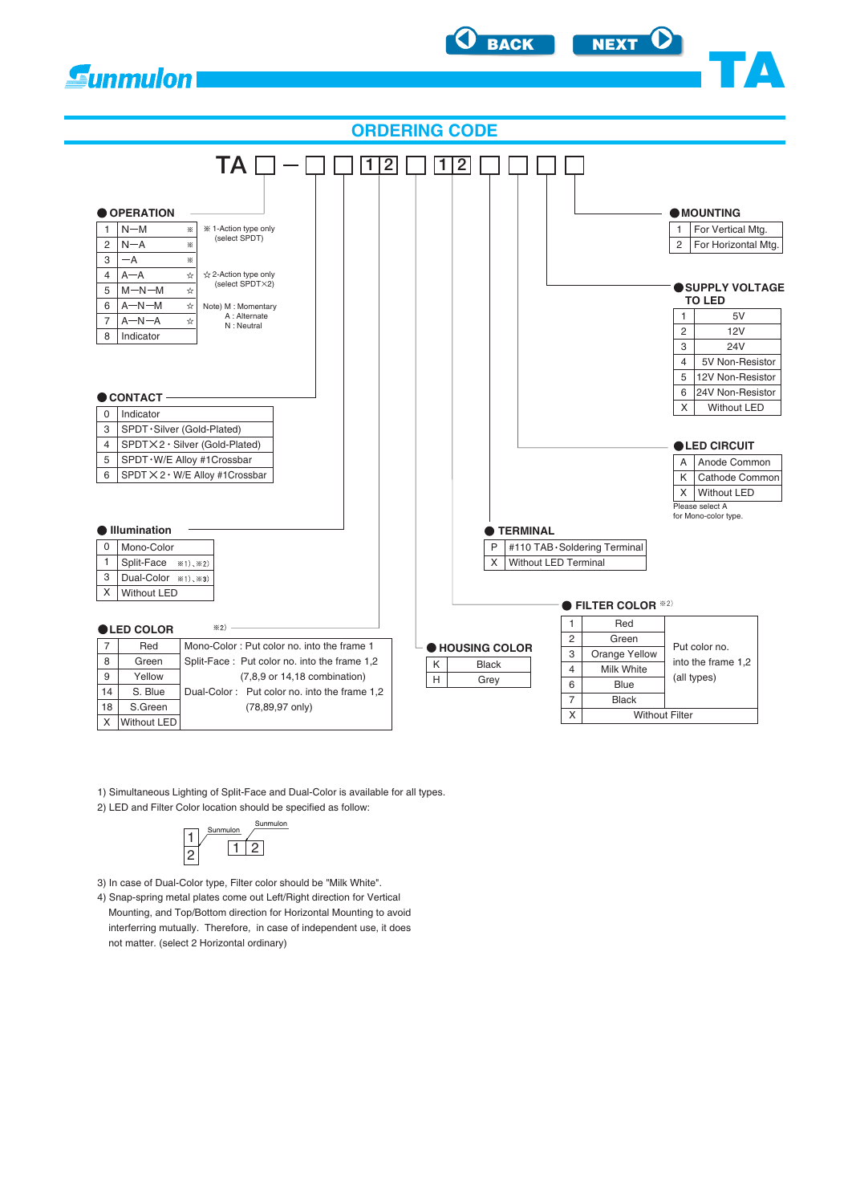# TA

## ORDERING CODE

TA □ – □ □ [1|2] □ [1|2] □ □ □ □

### ● OPERATION

| | | |
|---|---|---|
| 1 | N—M | ※ |
| 2 | N—A | ※ |
| 3 | —A | ※ |
| 4 | A—A | ☆ |
| 5 | M—N—M | ☆ |
| 6 | A—N—M | ☆ |
| 7 | A—N—A | ☆ |
| 8 | Indicator | |

※ 1-Action type only (select SPDT)

☆ 2-Action type only (select SPDT×2)

Note) M : Momentary
A : Alternate
N : Neutral

### ● CONTACT

| | |
|---|---|
| 0 | Indicator |
| 3 | SPDT･Silver (Gold-Plated) |
| 4 | SPDT×2･Silver (Gold-Plated) |
| 5 | SPDT･W/E Alloy #1Crossbar |
| 6 | SPDT×2･W/E Alloy #1Crossbar |

### ● Illumination

| | |
|---|---|
| 0 | Mono-Color |
| 1 | Split-Face ※1)、※2) |
| 3 | Dual-Color ※1)、※3) |
| X | Without LED |

### ● LED COLOR ※2)

| | | |
|---|---|---|
| 7 | Red | Mono-Color : Put color no. into the frame 1 |
| 8 | Green | Split-Face : Put color no. into the frame 1,2 |
| 9 | Yellow | (7,8,9 or 14,18 combination) |
| 14 | S. Blue | Dual-Color : Put color no. into the frame 1,2 |
| 18 | S.Green | (78,89,97 only) |
| X | Without LED | |

### ● HOUSING COLOR

| | |
|---|---|
| K | Black |
| H | Grey |

### ● MOUNTING

| | |
|---|---|
| 1 | For Vertical Mtg. |
| 2 | For Horizontal Mtg. |

### ● SUPPLY VOLTAGE TO LED

| | |
|---|---|
| 1 | 5V |
| 2 | 12V |
| 3 | 24V |
| 4 | 5V Non-Resistor |
| 5 | 12V Non-Resistor |
| 6 | 24V Non-Resistor |
| X | Without LED |

### ● LED CIRCUIT

| | |
|---|---|
| A | Anode Common |
| K | Cathode Common |
| X | Without LED |

Please select A for Mono-color type.

### ● TERMINAL

| | |
|---|---|
| P | #110 TAB･Soldering Terminal |
| X | Without LED Terminal |

### ● FILTER COLOR ※2)

| | | |
|---|---|---|
| 1 | Red | Put color no. into the frame 1,2 (all types) |
| 2 | Green | |
| 3 | Orange Yellow | |
| 4 | Milk White | |
| 6 | Blue | |
| 7 | Black | |
| X | Without Filter | |

1) Simultaneous Lighting of Split-Face and Dual-Color is available for all types.
2) LED and Filter Color location should be specified as follow:

Sunmulon [1/2] Sunmulon [1|2]

3) In case of Dual-Color type, Filter color should be "Milk White".
4) Snap-spring metal plates come out Left/Right direction for Vertical Mounting, and Top/Bottom direction for Horizontal Mounting to avoid interferring mutually. Therefore, in case of independent use, it does not matter. (select 2 Horizontal ordinary)